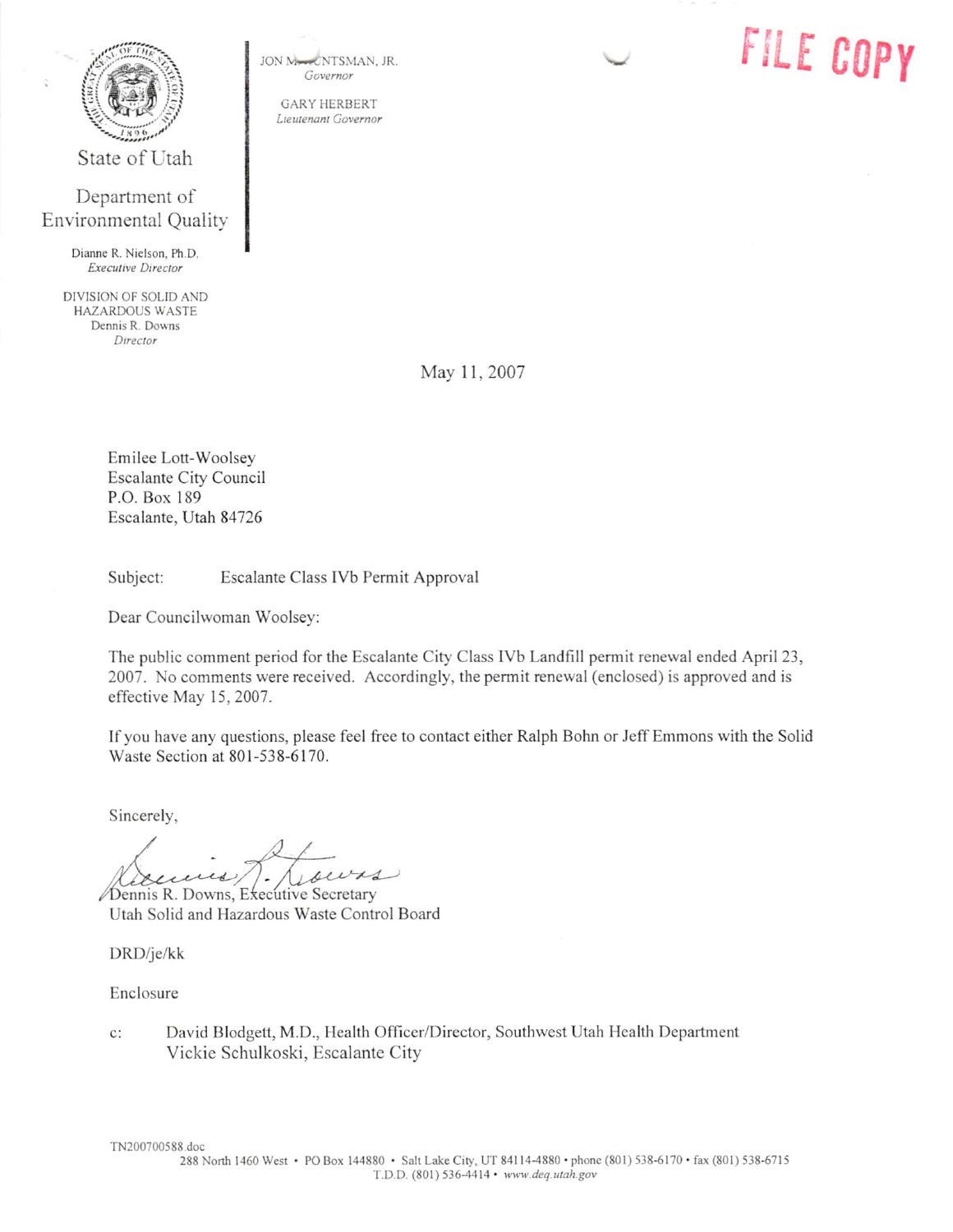State of Utah

Department of Environmental Quality

Dianne R. Nielson, Ph.D.
*Executive Director*

DIVISION OF SOLID AND HAZARDOUS WASTE
Dennis R. Downs
*Director*

JON M. HUNTSMAN, JR.
*Governor*

GARY HERBERT
*Lieutenant Governor*

**FILE COPY**

May 11, 2007

Emilee Lott-Woolsey
Escalante City Council
P.O. Box 189
Escalante, Utah 84726

Subject: Escalante Class IVb Permit Approval

Dear Councilwoman Woolsey:

The public comment period for the Escalante City Class IVb Landfill permit renewal ended April 23, 2007. No comments were received. Accordingly, the permit renewal (enclosed) is approved and is effective May 15, 2007.

If you have any questions, please feel free to contact either Ralph Bohn or Jeff Emmons with the Solid Waste Section at 801-538-6170.

Sincerely,

Dennis R. Downs, Executive Secretary
Utah Solid and Hazardous Waste Control Board

DRD/je/kk

Enclosure

c: David Blodgett, M.D., Health Officer/Director, Southwest Utah Health Department
Vickie Schulkoski, Escalante City

TN200700588.doc

288 North 1460 West • PO Box 144880 • Salt Lake City, UT 84114-4880 • phone (801) 538-6170 • fax (801) 538-6715
T.D.D. (801) 536-4414 • *www.deq.utah.gov*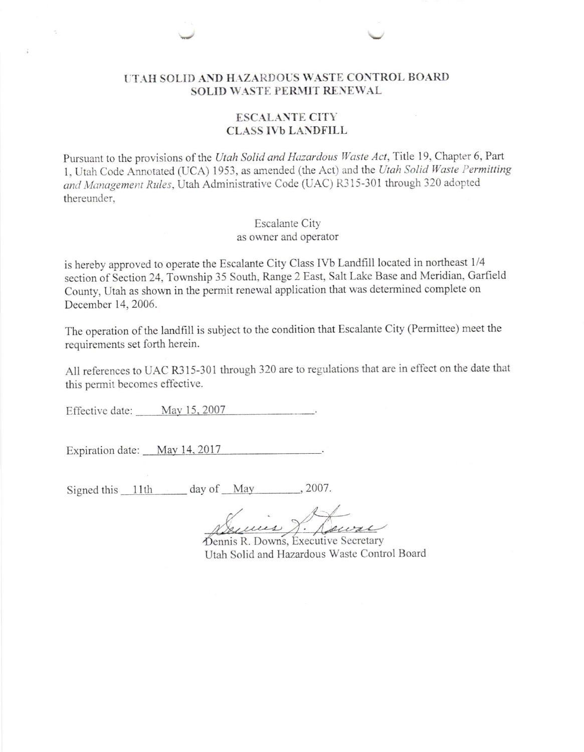# UTAH SOLID AND HAZARDOUS WASTE CONTROL BOARD
## SOLID WASTE PERMIT RENEWAL

## ESCALANTE CITY
## CLASS IVb LANDFILL

Pursuant to the provisions of the *Utah Solid and Hazardous Waste Act*, Title 19, Chapter 6, Part 1, Utah Code Annotated (UCA) 1953, as amended (the Act) and the *Utah Solid Waste Permitting and Management Rules*, Utah Administrative Code (UAC) R315-301 through 320 adopted thereunder,

Escalante City
as owner and operator

is hereby approved to operate the Escalante City Class IVb Landfill located in northeast 1/4 section of Section 24, Township 35 South, Range 2 East, Salt Lake Base and Meridian, Garfield County, Utah as shown in the permit renewal application that was determined complete on December 14, 2006.

The operation of the landfill is subject to the condition that Escalante City (Permittee) meet the requirements set forth herein.

All references to UAC R315-301 through 320 are to regulations that are in effect on the date that this permit becomes effective.

Effective date: May 15, 2007.

Expiration date: May 14, 2017.

Signed this 11th day of May, 2007.

Dennis R. Downs, Executive Secretary
Utah Solid and Hazardous Waste Control Board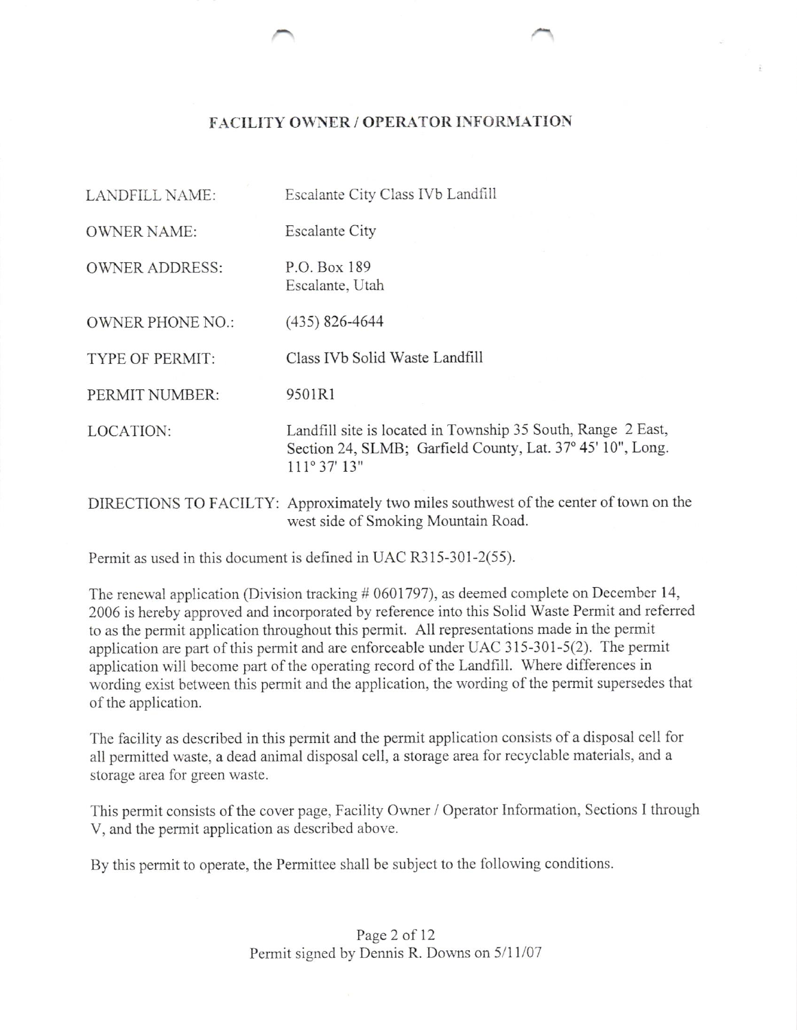## FACILITY OWNER / OPERATOR INFORMATION

| | |
|---|---|
| LANDFILL NAME: | Escalante City Class IVb Landfill |
| OWNER NAME: | Escalante City |
| OWNER ADDRESS: | P.O. Box 189<br>Escalante, Utah |
| OWNER PHONE NO.: | (435) 826-4644 |
| TYPE OF PERMIT: | Class IVb Solid Waste Landfill |
| PERMIT NUMBER: | 9501R1 |
| LOCATION: | Landfill site is located in Township 35 South, Range 2 East, Section 24, SLMB; Garfield County, Lat. 37° 45' 10", Long. 111° 37' 13" |
| DIRECTIONS TO FACILTY: | Approximately two miles southwest of the center of town on the west side of Smoking Mountain Road. |

Permit as used in this document is defined in UAC R315-301-2(55).

The renewal application (Division tracking # 0601797), as deemed complete on December 14, 2006 is hereby approved and incorporated by reference into this Solid Waste Permit and referred to as the permit application throughout this permit. All representations made in the permit application are part of this permit and are enforceable under UAC 315-301-5(2). The permit application will become part of the operating record of the Landfill. Where differences in wording exist between this permit and the application, the wording of the permit supersedes that of the application.

The facility as described in this permit and the permit application consists of a disposal cell for all permitted waste, a dead animal disposal cell, a storage area for recyclable materials, and a storage area for green waste.

This permit consists of the cover page, Facility Owner / Operator Information, Sections I through V, and the permit application as described above.

By this permit to operate, the Permittee shall be subject to the following conditions.

Permit signed by Dennis R. Downs on 5/11/07